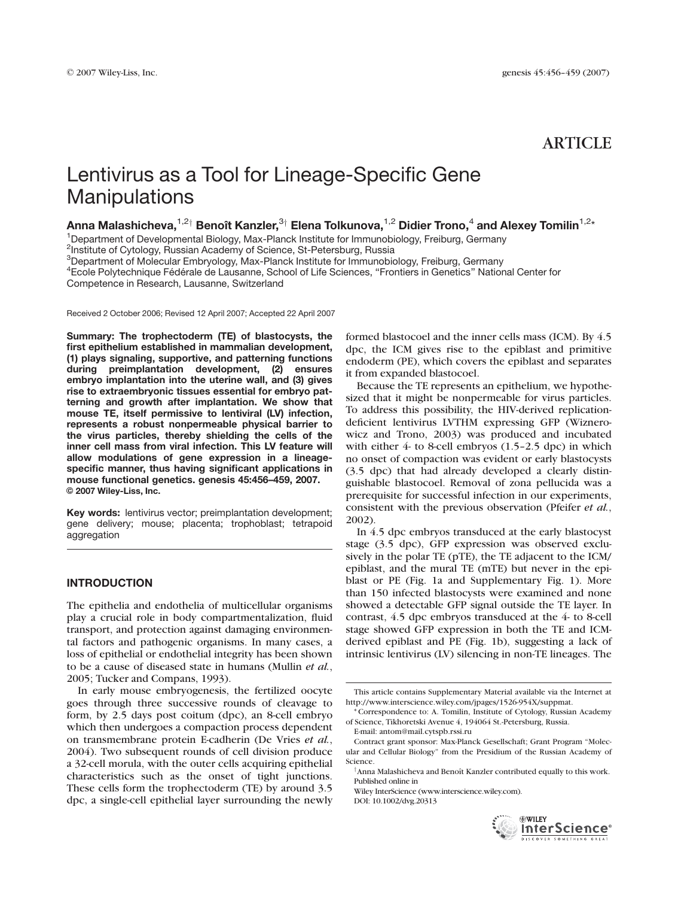ARTICLE

# Lentivirus as a Tool for Lineage-Specific Gene Manipulations

**Anna Malashicheva,[1,2†] Benoît Kanzler,[3†] Elena Tolkunova,[1,2] Didier Trono,[4] and Alexey Tomilin[1,2*]**

[1]Department of Developmental Biology, Max-Planck Institute for Immunobiology, Freiburg, Germany
[2]Institute of Cytology, Russian Academy of Science, St-Petersburg, Russia
[3]Department of Molecular Embryology, Max-Planck Institute for Immunobiology, Freiburg, Germany
[4]Ecole Polytechnique Fédérale de Lausanne, School of Life Sciences, "Frontiers in Genetics" National Center for Competence in Research, Lausanne, Switzerland

Received 2 October 2006; Revised 12 April 2007; Accepted 22 April 2007

**Summary: The trophectoderm (TE) of blastocysts, the first epithelium established in mammalian development, (1) plays signaling, supportive, and patterning functions during preimplantation development, (2) ensures embryo implantation into the uterine wall, and (3) gives rise to extraembryonic tissues essential for embryo patterning and growth after implantation. We show that mouse TE, itself permissive to lentiviral (LV) infection, represents a robust nonpermeable physical barrier to the virus particles, thereby shielding the cells of the inner cell mass from viral infection. This LV feature will allow modulations of gene expression in a lineage-specific manner, thus having significant applications in mouse functional genetics. genesis 45:456–459, 2007. © 2007 Wiley-Liss, Inc.**

**Key words:** lentivirus vector; preimplantation development; gene delivery; mouse; placenta; trophoblast; tetrapoid aggregation

## INTRODUCTION

The epithelia and endothelia of multicellular organisms play a crucial role in body compartmentalization, fluid transport, and protection against damaging environmental factors and pathogenic organisms. In many cases, a loss of epithelial or endothelial integrity has been shown to be a cause of diseased state in humans (Mullin *et al.*, 2005; Tucker and Compans, 1993).

In early mouse embryogenesis, the fertilized oocyte goes through three successive rounds of cleavage to form, by 2.5 days post coitum (dpc), an 8-cell embryo which then undergoes a compaction process dependent on transmembrane protein E-cadherin (De Vries *et al.*, 2004). Two subsequent rounds of cell division produce a 32-cell morula, with the outer cells acquiring epithelial characteristics such as the onset of tight junctions. These cells form the trophectoderm (TE) by around 3.5 dpc, a single-cell epithelial layer surrounding the newly formed blastocoel and the inner cells mass (ICM). By 4.5 dpc, the ICM gives rise to the epiblast and primitive endoderm (PE), which covers the epiblast and separates it from expanded blastocoel.

Because the TE represents an epithelium, we hypothesized that it might be nonpermeable for virus particles. To address this possibility, the HIV-derived replication-deficient lentivirus LVTHM expressing GFP (Wiznerowicz and Trono, 2003) was produced and incubated with either 4- to 8-cell embryos (1.5–2.5 dpc) in which no onset of compaction was evident or early blastocysts (3.5 dpc) that had already developed a clearly distinguishable blastocoel. Removal of zona pellucida was a prerequisite for successful infection in our experiments, consistent with the previous observation (Pfeifer *et al.*, 2002).

In 4.5 dpc embryos transduced at the early blastocyst stage (3.5 dpc), GFP expression was observed exclusively in the polar TE (pTE), the TE adjacent to the ICM/epiblast, and the mural TE (mTE) but never in the epiblast or PE (Fig. 1a and Supplementary Fig. 1). More than 150 infected blastocysts were examined and none showed a detectable GFP signal outside the TE layer. In contrast, 4.5 dpc embryos transduced at the 4- to 8-cell stage showed GFP expression in both the TE and ICM-derived epiblast and PE (Fig. 1b), suggesting a lack of intrinsic lentivirus (LV) silencing in non-TE lineages. The

This article contains Supplementary Material available via the Internet at http://www.interscience.wiley.com/jpages/1526-954X/suppmat.

*Correspondence to: A. Tomilin, Institute of Cytology, Russian Academy of Science, Tikhoretski Avenue 4, 194064 St.-Petersburg, Russia.
E-mail: antom@mail.cytspb.rssi.ru

Contract grant sponsor: Max-Planck Gesellschaft; Grant Program "Molecular and Cellular Biology" from the Presidium of the Russian Academy of Science.

†Anna Malashicheva and Benoît Kanzler contributed equally to this work.
Published online in
Wiley InterScience (www.interscience.wiley.com).
DOI: 10.1002/dvg.20313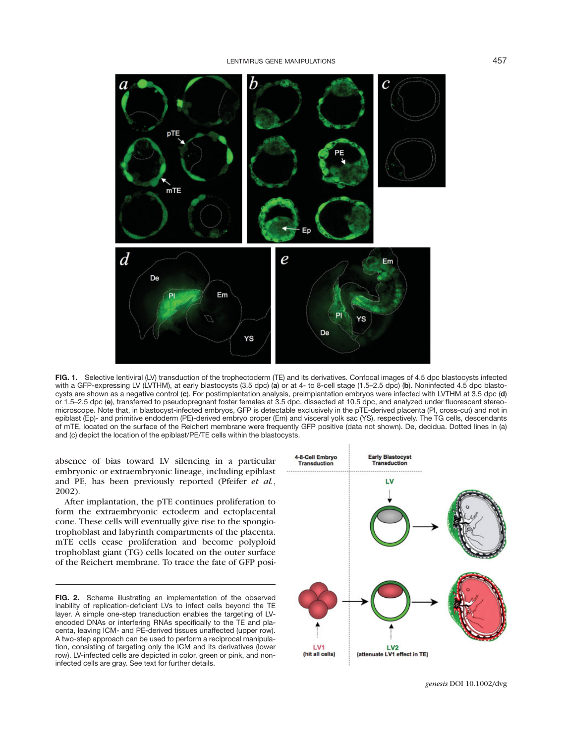**FIG. 1.** Selective lentiviral (LV) transduction of the trophectoderm (TE) and its derivatives. Confocal images of 4.5 dpc blastocysts infected with a GFP-expressing LV (LVTHM), at early blastocysts (3.5 dpc) (**a**) or at 4- to 8-cell stage (1.5–2.5 dpc) (**b**). Noninfected 4.5 dpc blastocysts are shown as a negative control (**c**). For postimplantation analysis, preimplantation embryos were infected with LVTHM at 3.5 dpc (**d**) or 1.5–2.5 dpc (**e**), transferred to pseudopregnant foster females at 3.5 dpc, dissected at 10.5 dpc, and analyzed under fluorescent stereomicroscope. Note that, in blastocyst-infected embryos, GFP is detectable exclusively in the pTE-derived placenta (Pl, cross-cut) and not in epiblast (Ep)- and primitive endoderm (PE)-derived embryo proper (Em) and visceral yolk sac (YS), respectively. The TG cells, descendants of mTE, located on the surface of the Reichert membrane were frequently GFP positive (data not shown). De, decidua. Dotted lines in (a) and (c) depict the location of the epiblast/PE/TE cells within the blastocysts.

absence of bias toward LV silencing in a particular embryonic or extraembryonic lineage, including epiblast and PE, has been previously reported (Pfeifer *et al.*, 2002).

After implantation, the pTE continues proliferation to form the extraembryonic ectoderm and ectoplacental cone. These cells will eventually give rise to the spongiotrophoblast and labyrinth compartments of the placenta. mTE cells cease proliferation and become polyploid trophoblast giant (TG) cells located on the outer surface of the Reichert membrane. To trace the fate of GFP posi-

**FIG. 2.** Scheme illustrating an implementation of the observed inability of replication-deficient LVs to infect cells beyond the TE layer. A simple one-step transduction enables the targeting of LV-encoded DNAs or interfering RNAs specifically to the TE and placenta, leaving ICM- and PE-derived tissues unaffected (upper row). A two-step approach can be used to perform a reciprocal manipulation, consisting of targeting only the ICM and its derivatives (lower row). LV-infected cells are depicted in color, green or pink, and noninfected cells are gray. See text for further details.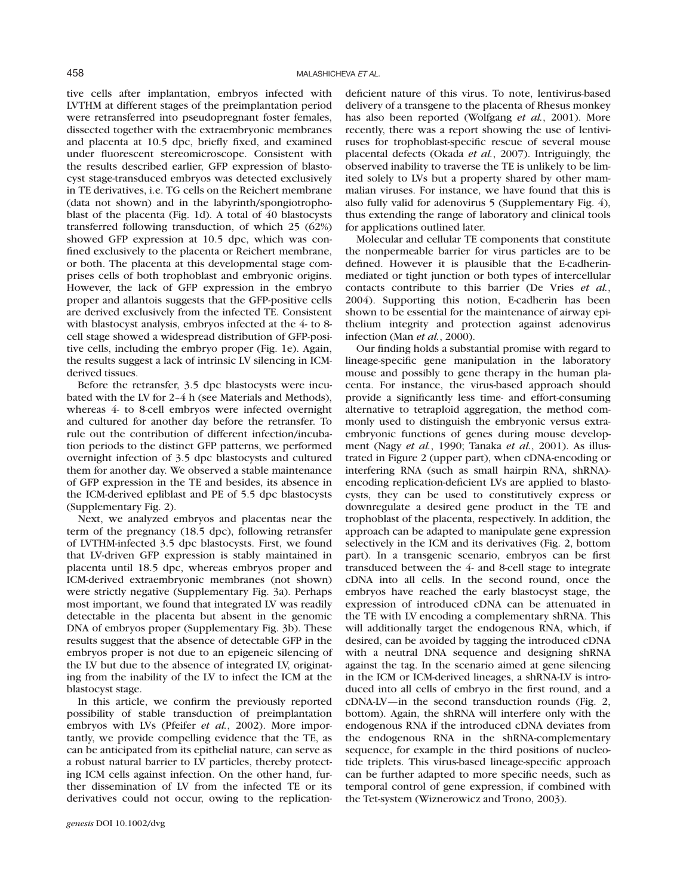tive cells after implantation, embryos infected with LVTHM at different stages of the preimplantation period were retransferred into pseudopregnant foster females, dissected together with the extraembryonic membranes and placenta at 10.5 dpc, briefly fixed, and examined under fluorescent stereomicroscope. Consistent with the results described earlier, GFP expression of blastocyst stage-transduced embryos was detected exclusively in TE derivatives, i.e. TG cells on the Reichert membrane (data not shown) and in the labyrinth/spongiotrophoblast of the placenta (Fig. 1d). A total of 40 blastocysts transferred following transduction, of which 25 (62%) showed GFP expression at 10.5 dpc, which was confined exclusively to the placenta or Reichert membrane, or both. The placenta at this developmental stage comprises cells of both trophoblast and embryonic origins. However, the lack of GFP expression in the embryo proper and allantois suggests that the GFP-positive cells are derived exclusively from the infected TE. Consistent with blastocyst analysis, embryos infected at the 4- to 8-cell stage showed a widespread distribution of GFP-positive cells, including the embryo proper (Fig. 1e). Again, the results suggest a lack of intrinsic LV silencing in ICM-derived tissues.

Before the retransfer, 3.5 dpc blastocysts were incubated with the LV for 2–4 h (see Materials and Methods), whereas 4- to 8-cell embryos were infected overnight and cultured for another day before the retransfer. To rule out the contribution of different infection/incubation periods to the distinct GFP patterns, we performed overnight infection of 3.5 dpc blastocysts and cultured them for another day. We observed a stable maintenance of GFP expression in the TE and besides, its absence in the ICM-derived epliblast and PE of 5.5 dpc blastocysts (Supplementary Fig. 2).

Next, we analyzed embryos and placentas near the term of the pregnancy (18.5 dpc), following retransfer of LVTHM-infected 3.5 dpc blastocysts. First, we found that LV-driven GFP expression is stably maintained in placenta until 18.5 dpc, whereas embryos proper and ICM-derived extraembryonic membranes (not shown) were strictly negative (Supplementary Fig. 3a). Perhaps most important, we found that integrated LV was readily detectable in the placenta but absent in the genomic DNA of embryos proper (Supplementary Fig. 3b). These results suggest that the absence of detectable GFP in the embryos proper is not due to an epigeneic silencing of the LV but due to the absence of integrated LV, originating from the inability of the LV to infect the ICM at the blastocyst stage.

In this article, we confirm the previously reported possibility of stable transduction of preimplantation embryos with LVs (Pfeifer *et al.*, 2002). More importantly, we provide compelling evidence that the TE, as can be anticipated from its epithelial nature, can serve as a robust natural barrier to LV particles, thereby protecting ICM cells against infection. On the other hand, further dissemination of LV from the infected TE or its derivatives could not occur, owing to the replication-deficient nature of this virus. To note, lentivirus-based delivery of a transgene to the placenta of Rhesus monkey has also been reported (Wolfgang *et al.*, 2001). More recently, there was a report showing the use of lentiviruses for trophoblast-specific rescue of several mouse placental defects (Okada *et al.*, 2007). Intriguingly, the observed inability to traverse the TE is unlikely to be limited solely to LVs but a property shared by other mammalian viruses. For instance, we have found that this is also fully valid for adenovirus 5 (Supplementary Fig. 4), thus extending the range of laboratory and clinical tools for applications outlined later.

Molecular and cellular TE components that constitute the nonpermeable barrier for virus particles are to be defined. However it is plausible that the E-cadherin-mediated or tight junction or both types of intercellular contacts contribute to this barrier (De Vries *et al.*, 2004). Supporting this notion, E-cadherin has been shown to be essential for the maintenance of airway epithelium integrity and protection against adenovirus infection (Man *et al.*, 2000).

Our finding holds a substantial promise with regard to lineage-specific gene manipulation in the laboratory mouse and possibly to gene therapy in the human placenta. For instance, the virus-based approach should provide a significantly less time- and effort-consuming alternative to tetraploid aggregation, the method commonly used to distinguish the embryonic versus extraembryonic functions of genes during mouse development (Nagy *et al.*, 1990; Tanaka *et al.*, 2001). As illustrated in Figure 2 (upper part), when cDNA-encoding or interfering RNA (such as small hairpin RNA, shRNA)-encoding replication-deficient LVs are applied to blastocysts, they can be used to constitutively express or downregulate a desired gene product in the TE and trophoblast of the placenta, respectively. In addition, the approach can be adapted to manipulate gene expression selectively in the ICM and its derivatives (Fig. 2, bottom part). In a transgenic scenario, embryos can be first transduced between the 4- and 8-cell stage to integrate cDNA into all cells. In the second round, once the embryos have reached the early blastocyst stage, the expression of introduced cDNA can be attenuated in the TE with LV encoding a complementary shRNA. This will additionally target the endogenous RNA, which, if desired, can be avoided by tagging the introduced cDNA with a neutral DNA sequence and designing shRNA against the tag. In the scenario aimed at gene silencing in the ICM or ICM-derived lineages, a shRNA-LV is introduced into all cells of embryo in the first round, and a cDNA-LV—in the second transduction rounds (Fig. 2, bottom). Again, the shRNA will interfere only with the endogenous RNA if the introduced cDNA deviates from the endogenous RNA in the shRNA-complementary sequence, for example in the third positions of nucleotide triplets. This virus-based lineage-specific approach can be further adapted to more specific needs, such as temporal control of gene expression, if combined with the Tet-system (Wiznerowicz and Trono, 2003).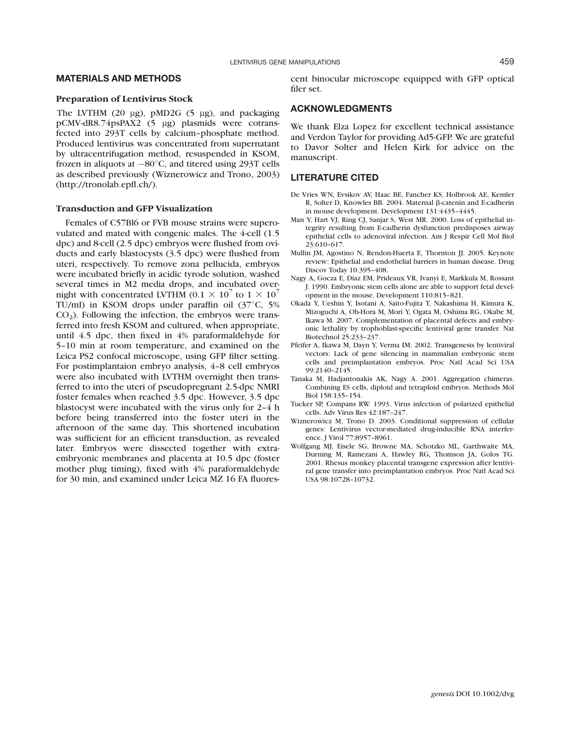## MATERIALS AND METHODS

### Preparation of Lentivirus Stock

The LVTHM (20 μg), pMD2G (5 μg), and packaging pCMV-dR8.74psPAX2 (5 μg) plasmids were cotransfected into 293T cells by calcium–phosphate method. Produced lentivirus was concentrated from supernatant by ultracentrifugation method, resuspended in KSOM, frozen in aliquots at −80°C, and titered using 293T cells as described previously (Wiznerowicz and Trono, 2003) (http://tronolab.epfl.ch/).

### Transduction and GFP Visualization

Females of C57Bl6 or FVB mouse strains were superovulated and mated with congenic males. The 4-cell (1.5 dpc) and 8-cell (2.5 dpc) embryos were flushed from oviducts and early blastocysts (3.5 dpc) were flushed from uteri, respectively. To remove zona pellucida, embryos were incubated briefly in acidic tyrode solution, washed several times in M2 media drops, and incubated overnight with concentrated LVTHM ($0.1 \times 10^7$ to $1 \times 10^7$ TU/ml) in KSOM drops under paraffin oil (37°C, 5% $CO_2$). Following the infection, the embryos were transferred into fresh KSOM and cultured, when appropriate, until 4.5 dpc, then fixed in 4% paraformaldehyde for 5–10 min at room temperature, and examined on the Leica PS2 confocal microscope, using GFP filter setting. For postimplantaion embryo analysis, 4–8 cell embryos were also incubated with LVTHM overnight then transferred to into the uteri of pseudopregnant 2.5-dpc NMRI foster females when reached 3.5 dpc. However, 3.5 dpc blastocyst were incubated with the virus only for 2–4 h before being transferred into the foster uteri in the afternoon of the same day. This shortened incubation was sufficient for an efficient transduction, as revealed later. Embryos were dissected together with extraembryonic membranes and placenta at 10.5 dpc (foster mother plug timing), fixed with 4% paraformaldehyde for 30 min, and examined under Leica MZ 16 FA fluorescent binocular microscope equipped with GFP optical filer set.

## ACKNOWLEDGMENTS

We thank Elza Lopez for excellent technical assistance and Verdon Taylor for providing Ad5-GFP. We are grateful to Davor Solter and Helen Kirk for advice on the manuscript.

## LITERATURE CITED

De Vries WN, Evsikov AV, Haac BE, Fancher KS, Holbrook AE, Kemler R, Solter D, Knowles BB. 2004. Maternal β-catenin and E-cadherin in mouse development. Development 131:4435–4445.

Man Y, Hart VJ, Ring CJ, Sanjar S, West MR. 2000. Loss of epithelial integrity resulting from E-cadherin dysfunction predisposes airway epithelial cells to adenoviral infection. Am J Respir Cell Mol Biol 23:610–617.

Mullin JM, Agostino N, Rendon-Huerta E, Thornton JJ. 2005. Keynote review: Epithelial and endothelial barriers in human disease. Drug Discov Today 10:395–408.

Nagy A, Gocza E, Diaz EM, Prideaux VR, Ivanyi E, Markkula M, Rossant J. 1990. Embryonic stem cells alone are able to support fetal development in the mouse. Development 110:815–821.

Okada Y, Ueshin Y, Isotani A, Saito-Fujita T, Nakashima H, Kimura K, Mizoguchi A, Oh-Hora M, Mori Y, Ogata M, Oshima RG, Okabe M, Ikawa M. 2007. Complementation of placental defects and embryonic lethality by trophoblast-specific lentiviral gene transfer. Nat Biotechnol 25:233–237.

Pfeifer A, Ikawa M, Dayn Y, Verma IM. 2002. Transgenesis by lentiviral vectors: Lack of gene silencing in mammalian embryonic stem cells and preimplantation embryos. Proc Natl Acad Sci USA 99:2140–2145.

Tanaka M, Hadjantonakis AK, Nagy A. 2001. Aggregation chimeras. Combining ES cells, diploid and tetraploid embryos. Methods Mol Biol 158:135–154.

Tucker SP, Compans RW. 1993. Virus infection of polarized epithelial cells. Adv Virus Res 42:187–247.

Wiznerowicz M, Trono D. 2003. Conditional suppression of cellular genes: Lentivirus vector-mediated drug-inducible RNA interference. J Virol 77:8957–8961.

Wolfgang MJ, Eisele SG, Browne MA, Schotzko ML, Garthwaite MA, Durning M, Ramezani A, Hawley RG, Thomson JA, Golos TG. 2001. Rhesus monkey placental transgene expression after lentiviral gene transfer into preimplantation embryos. Proc Natl Acad Sci USA 98:10728–10732.